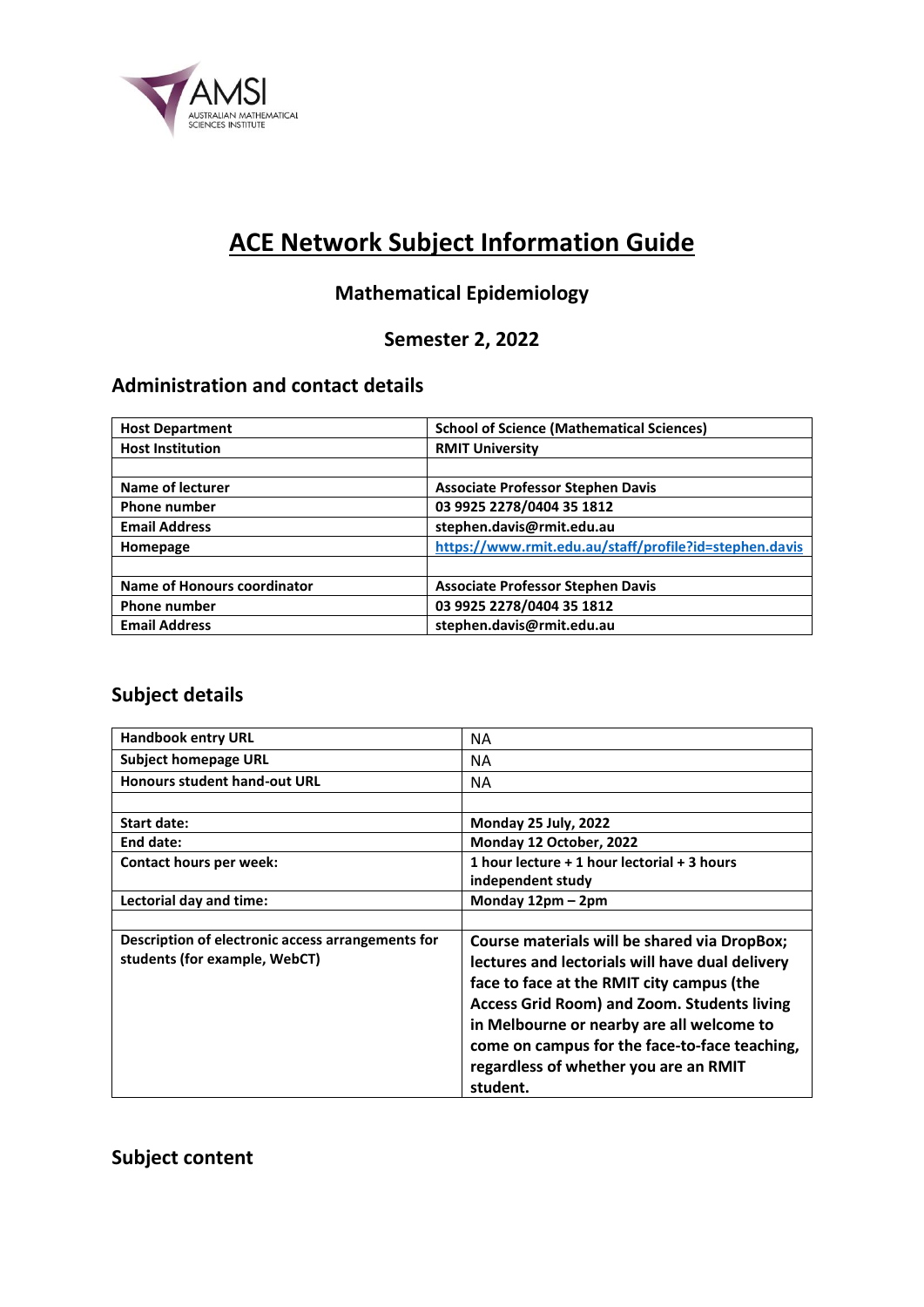# ACE Network Subject Information Guide

### Mathematical Epidemiology

### Semester 2, 2022

## Administration and contact details

| | |
|---|---|
| **Host Department** | **School of Science (Mathematical Sciences)** |
| **Host Institution** | **RMIT University** |
| | |
| **Name of lecturer** | **Associate Professor Stephen Davis** |
| **Phone number** | **03 9925 2278/0404 35 1812** |
| **Email Address** | **stephen.davis@rmit.edu.au** |
| **Homepage** | **https://www.rmit.edu.au/staff/profile?id=stephen.davis** |
| | |
| **Name of Honours coordinator** | **Associate Professor Stephen Davis** |
| **Phone number** | **03 9925 2278/0404 35 1812** |
| **Email Address** | **stephen.davis@rmit.edu.au** |

## Subject details

| | |
|---|---|
| **Handbook entry URL** | NA |
| **Subject homepage URL** | NA |
| **Honours student hand-out URL** | NA |
| | |
| **Start date:** | **Monday 25 July, 2022** |
| **End date:** | **Monday 12 October, 2022** |
| **Contact hours per week:** | **1 hour lecture + 1 hour lectorial + 3 hours independent study** |
| **Lectorial day and time:** | **Monday 12pm – 2pm** |
| | |
| **Description of electronic access arrangements for students (for example, WebCT)** | **Course materials will be shared via DropBox; lectures and lectorials will have dual delivery face to face at the RMIT city campus (the Access Grid Room) and Zoom. Students living in Melbourne or nearby are all welcome to come on campus for the face-to-face teaching, regardless of whether you are an RMIT student.** |

## Subject content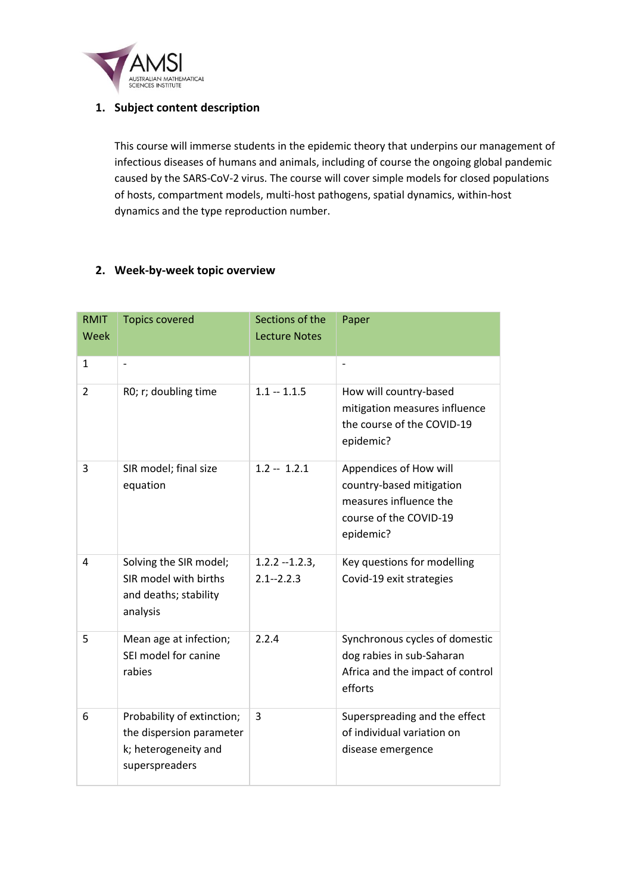## 1. Subject content description

This course will immerse students in the epidemic theory that underpins our management of infectious diseases of humans and animals, including of course the ongoing global pandemic caused by the SARS-CoV-2 virus. The course will cover simple models for closed populations of hosts, compartment models, multi-host pathogens, spatial dynamics, within-host dynamics and the type reproduction number.

## 2. Week-by-week topic overview

| RMIT Week | Topics covered | Sections of the Lecture Notes | Paper |
|---|---|---|---|
| 1 | - | | - |
| 2 | R0; r; doubling time | 1.1 -- 1.1.5 | How will country-based mitigation measures influence the course of the COVID-19 epidemic? |
| 3 | SIR model; final size equation | 1.2 -- 1.2.1 | Appendices of How will country-based mitigation measures influence the course of the COVID-19 epidemic? |
| 4 | Solving the SIR model; SIR model with births and deaths; stability analysis | 1.2.2 --1.2.3, 2.1--2.2.3 | Key questions for modelling Covid-19 exit strategies |
| 5 | Mean age at infection; SEI model for canine rabies | 2.2.4 | Synchronous cycles of domestic dog rabies in sub-Saharan Africa and the impact of control efforts |
| 6 | Probability of extinction; the dispersion parameter k; heterogeneity and superspreaders | 3 | Superspreading and the effect of individual variation on disease emergence |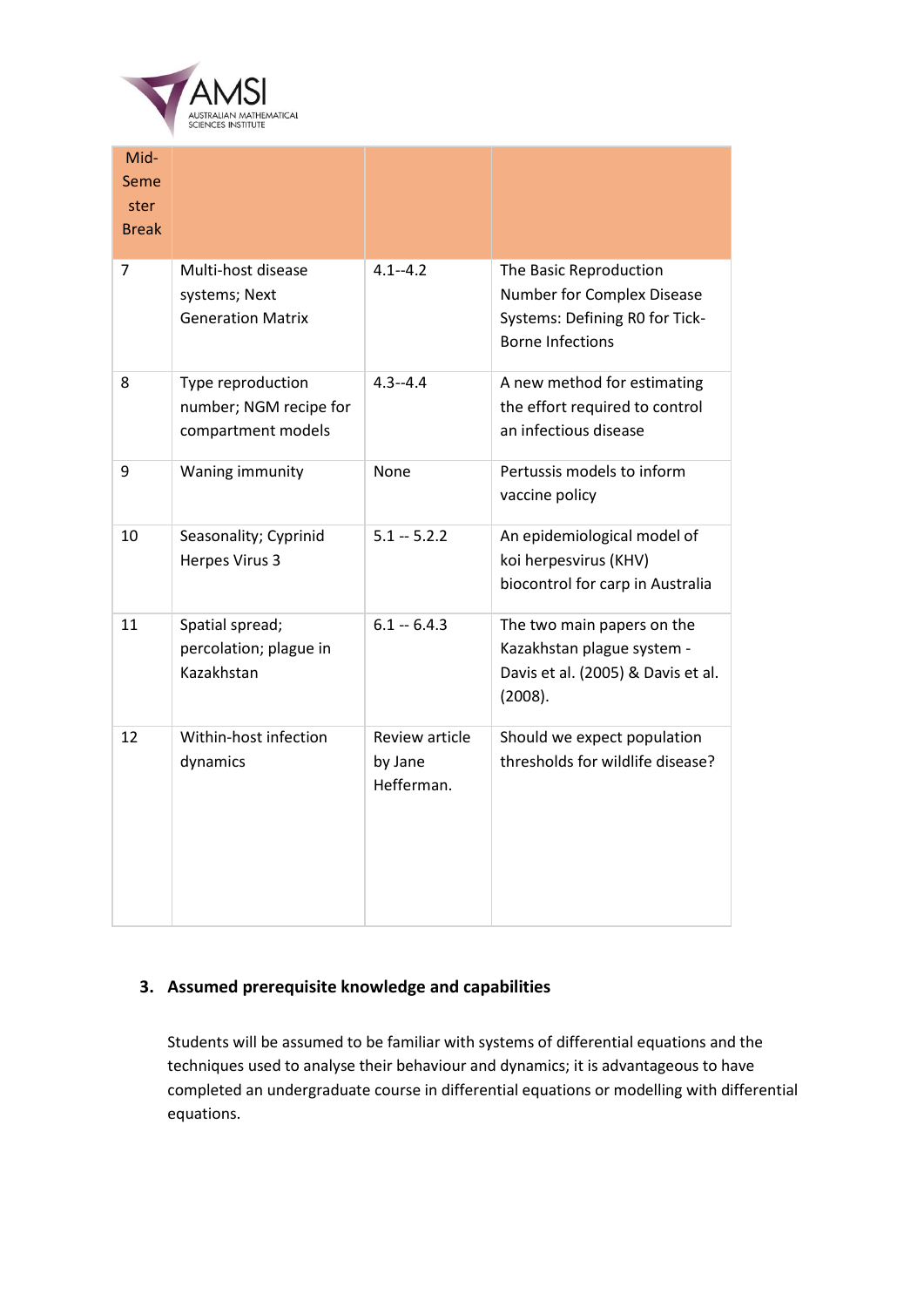| | | | |
|---|---|---|---|
| Mid-Semester Break | | | |
| 7 | Multi-host disease systems; Next Generation Matrix | 4.1--4.2 | The Basic Reproduction Number for Complex Disease Systems: Defining R0 for Tick-Borne Infections |
| 8 | Type reproduction number; NGM recipe for compartment models | 4.3--4.4 | A new method for estimating the effort required to control an infectious disease |
| 9 | Waning immunity | None | Pertussis models to inform vaccine policy |
| 10 | Seasonality; Cyprinid Herpes Virus 3 | 5.1 -- 5.2.2 | An epidemiological model of koi herpesvirus (KHV) biocontrol for carp in Australia |
| 11 | Spatial spread; percolation; plague in Kazakhstan | 6.1 -- 6.4.3 | The two main papers on the Kazakhstan plague system - Davis et al. (2005) & Davis et al. (2008). |
| 12 | Within-host infection dynamics | Review article by Jane Hefferman. | Should we expect population thresholds for wildlife disease? |

## 3. Assumed prerequisite knowledge and capabilities

Students will be assumed to be familiar with systems of differential equations and the techniques used to analyse their behaviour and dynamics; it is advantageous to have completed an undergraduate course in differential equations or modelling with differential equations.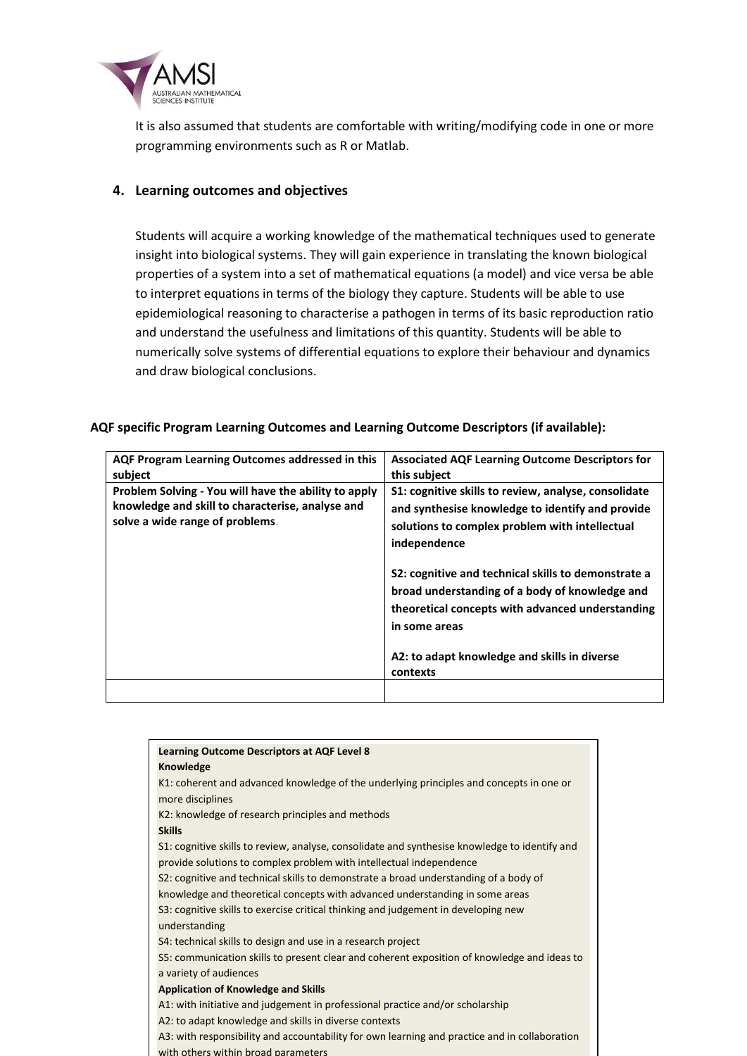It is also assumed that students are comfortable with writing/modifying code in one or more programming environments such as R or Matlab.

## 4. Learning outcomes and objectives

Students will acquire a working knowledge of the mathematical techniques used to generate insight into biological systems. They will gain experience in translating the known biological properties of a system into a set of mathematical equations (a model) and vice versa be able to interpret equations in terms of the biology they capture. Students will be able to use epidemiological reasoning to characterise a pathogen in terms of its basic reproduction ratio and understand the usefulness and limitations of this quantity. Students will be able to numerically solve systems of differential equations to explore their behaviour and dynamics and draw biological conclusions.

**AQF specific Program Learning Outcomes and Learning Outcome Descriptors (if available):**

| AQF Program Learning Outcomes addressed in this subject | Associated AQF Learning Outcome Descriptors for this subject |
|---|---|
| **Problem Solving - You will have the ability to apply knowledge and skill to characterise, analyse and solve a wide range of problems.** | **S1: cognitive skills to review, analyse, consolidate and synthesise knowledge to identify and provide solutions to complex problem with intellectual independence**<br><br>**S2: cognitive and technical skills to demonstrate a broad understanding of a body of knowledge and theoretical concepts with advanced understanding in some areas**<br><br>**A2: to adapt knowledge and skills in diverse contexts** |
| | |

**Learning Outcome Descriptors at AQF Level 8**

**Knowledge**

K1: coherent and advanced knowledge of the underlying principles and concepts in one or more disciplines

K2: knowledge of research principles and methods

**Skills**

S1: cognitive skills to review, analyse, consolidate and synthesise knowledge to identify and provide solutions to complex problem with intellectual independence

S2: cognitive and technical skills to demonstrate a broad understanding of a body of knowledge and theoretical concepts with advanced understanding in some areas

S3: cognitive skills to exercise critical thinking and judgement in developing new understanding

S4: technical skills to design and use in a research project

S5: communication skills to present clear and coherent exposition of knowledge and ideas to a variety of audiences

**Application of Knowledge and Skills**

A1: with initiative and judgement in professional practice and/or scholarship

A2: to adapt knowledge and skills in diverse contexts

A3: with responsibility and accountability for own learning and practice and in collaboration with others within broad parameters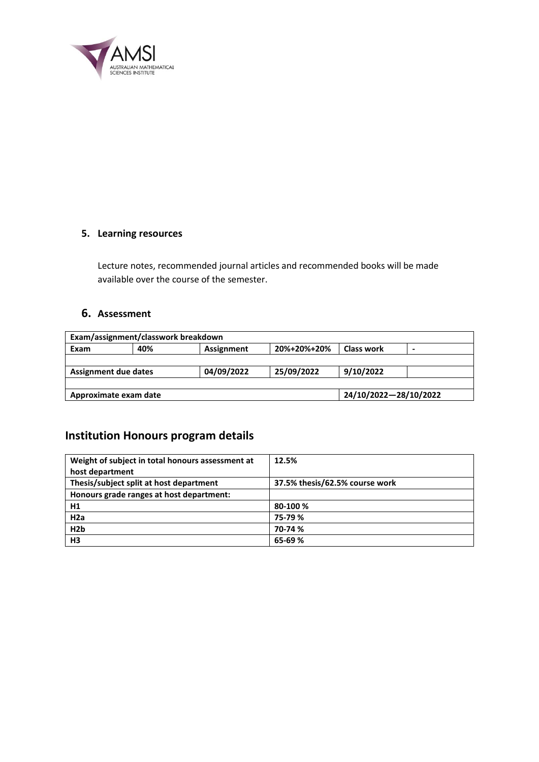## 5. Learning resources

Lecture notes, recommended journal articles and recommended books will be made available over the course of the semester.

## 6. Assessment

| Exam/assignment/classwork breakdown | | | | | |
|---|---|---|---|---|---|
| **Exam** | **40%** | **Assignment** | **20%+20%+20%** | **Class work** | **-** |
| | | | | | |
| **Assignment due dates** | | **04/09/2022** | **25/09/2022** | **9/10/2022** | |
| | | | | | |
| **Approximate exam date** | | | | **24/10/2022—28/10/2022** | |

# Institution Honours program details

| | |
|---|---|
| **Weight of subject in total honours assessment at host department** | **12.5%** |
| **Thesis/subject split at host department** | **37.5% thesis/62.5% course work** |
| **Honours grade ranges at host department:** | |
| **H1** | **80-100 %** |
| **H2a** | **75-79 %** |
| **H2b** | **70-74 %** |
| **H3** | **65-69 %** |